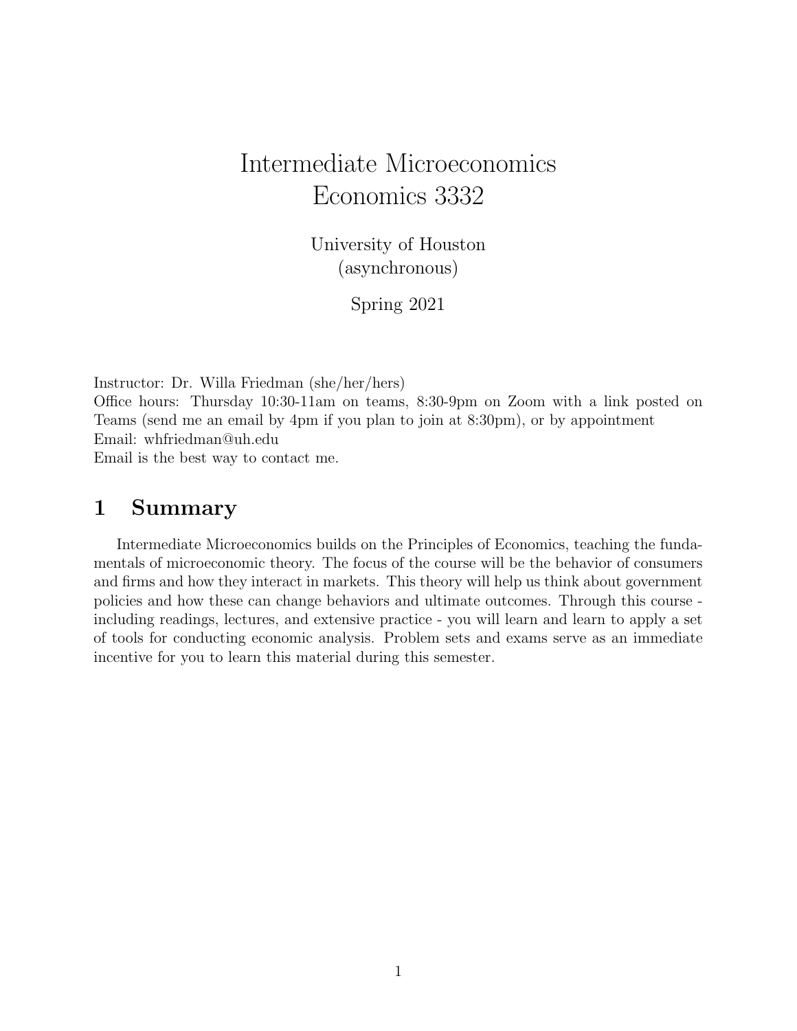# Intermediate Microeconomics
# Economics 3332

University of Houston
(asynchronous)

Spring 2021

Instructor: Dr. Willa Friedman (she/her/hers)
Office hours: Thursday 10:30-11am on teams, 8:30-9pm on Zoom with a link posted on Teams (send me an email by 4pm if you plan to join at 8:30pm), or by appointment
Email: whfriedman@uh.edu
Email is the best way to contact me.

## 1 Summary

Intermediate Microeconomics builds on the Principles of Economics, teaching the fundamentals of microeconomic theory. The focus of the course will be the behavior of consumers and firms and how they interact in markets. This theory will help us think about government policies and how these can change behaviors and ultimate outcomes. Through this course - including readings, lectures, and extensive practice - you will learn and learn to apply a set of tools for conducting economic analysis. Problem sets and exams serve as an immediate incentive for you to learn this material during this semester.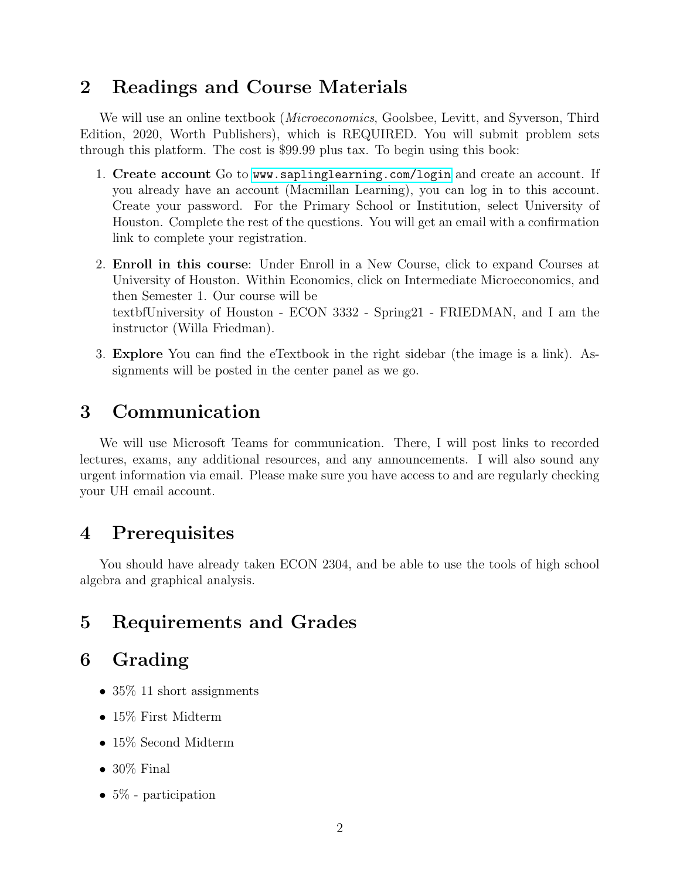## 2 Readings and Course Materials

We will use an online textbook (*Microeconomics*, Goolsbee, Levitt, and Syverson, Third Edition, 2020, Worth Publishers), which is REQUIRED. You will submit problem sets through this platform. The cost is $99.99 plus tax. To begin using this book:

1. **Create account** Go to `www.saplinglearning.com/login` and create an account. If you already have an account (Macmillan Learning), you can log in to this account. Create your password. For the Primary School or Institution, select University of Houston. Complete the rest of the questions. You will get an email with a confirmation link to complete your registration.

2. **Enroll in this course**: Under Enroll in a New Course, click to expand Courses at University of Houston. Within Economics, click on Intermediate Microeconomics, and then Semester 1. Our course will be textbfUniversity of Houston - ECON 3332 - Spring21 - FRIEDMAN, and I am the instructor (Willa Friedman).

3. **Explore** You can find the eTextbook in the right sidebar (the image is a link). Assignments will be posted in the center panel as we go.

## 3 Communication

We will use Microsoft Teams for communication. There, I will post links to recorded lectures, exams, any additional resources, and any announcements. I will also sound any urgent information via email. Please make sure you have access to and are regularly checking your UH email account.

## 4 Prerequisites

You should have already taken ECON 2304, and be able to use the tools of high school algebra and graphical analysis.

## 5 Requirements and Grades

## 6 Grading

- 35% 11 short assignments
- 15% First Midterm
- 15% Second Midterm
- 30% Final
- 5% - participation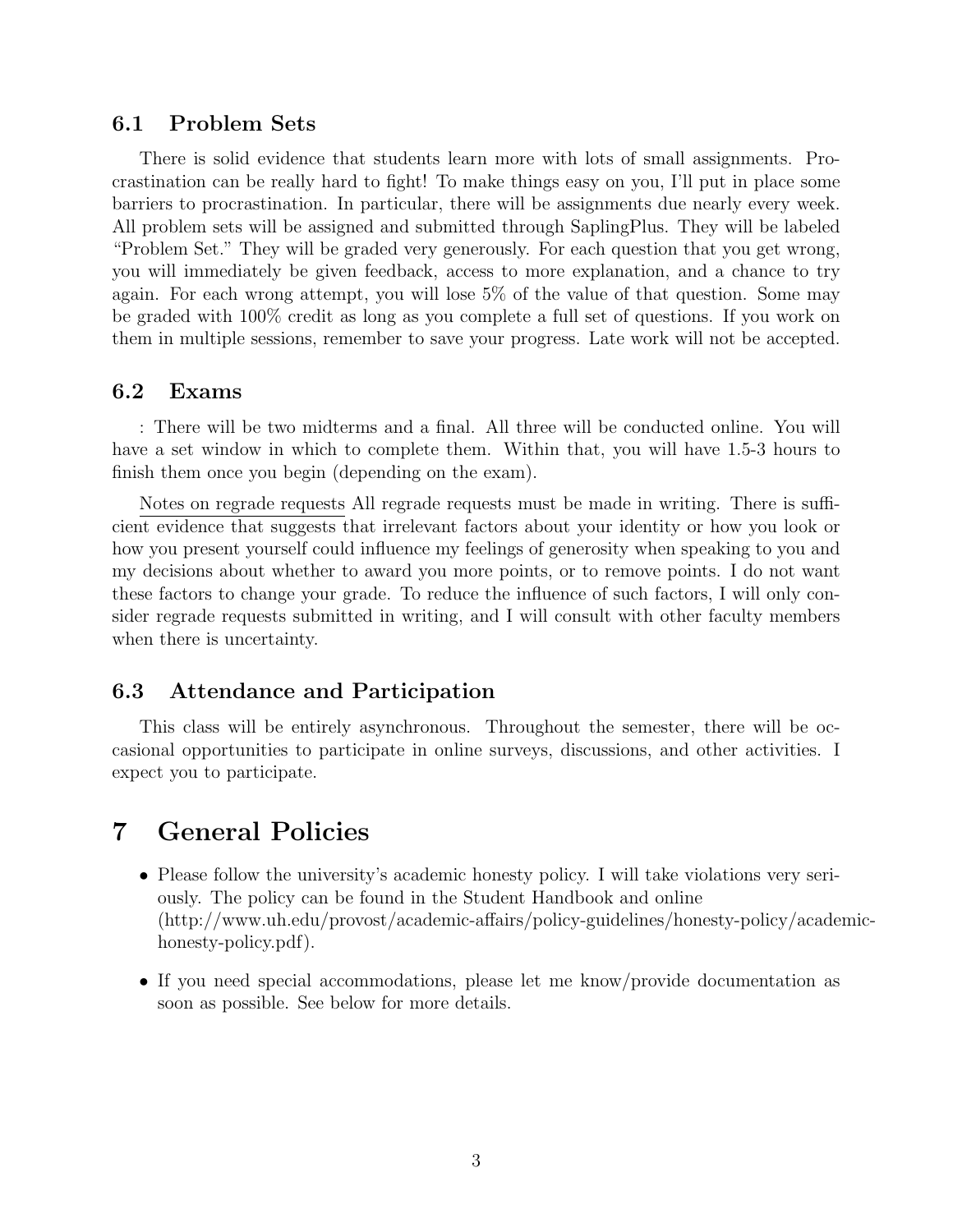### 6.1 Problem Sets

There is solid evidence that students learn more with lots of small assignments. Procrastination can be really hard to fight! To make things easy on you, I'll put in place some barriers to procrastination. In particular, there will be assignments due nearly every week. All problem sets will be assigned and submitted through SaplingPlus. They will be labeled "Problem Set." They will be graded very generously. For each question that you get wrong, you will immediately be given feedback, access to more explanation, and a chance to try again. For each wrong attempt, you will lose 5% of the value of that question. Some may be graded with 100% credit as long as you complete a full set of questions. If you work on them in multiple sessions, remember to save your progress. Late work will not be accepted.

### 6.2 Exams

: There will be two midterms and a final. All three will be conducted online. You will have a set window in which to complete them. Within that, you will have 1.5-3 hours to finish them once you begin (depending on the exam).

<u>Notes on regrade requests</u> All regrade requests must be made in writing. There is sufficient evidence that suggests that irrelevant factors about your identity or how you look or how you present yourself could influence my feelings of generosity when speaking to you and my decisions about whether to award you more points, or to remove points. I do not want these factors to change your grade. To reduce the influence of such factors, I will only consider regrade requests submitted in writing, and I will consult with other faculty members when there is uncertainty.

### 6.3 Attendance and Participation

This class will be entirely asynchronous. Throughout the semester, there will be occasional opportunities to participate in online surveys, discussions, and other activities. I expect you to participate.

## 7 General Policies

- Please follow the university's academic honesty policy. I will take violations very seriously. The policy can be found in the Student Handbook and online (http://www.uh.edu/provost/academic-affairs/policy-guidelines/honesty-policy/academic-honesty-policy.pdf).
- If you need special accommodations, please let me know/provide documentation as soon as possible. See below for more details.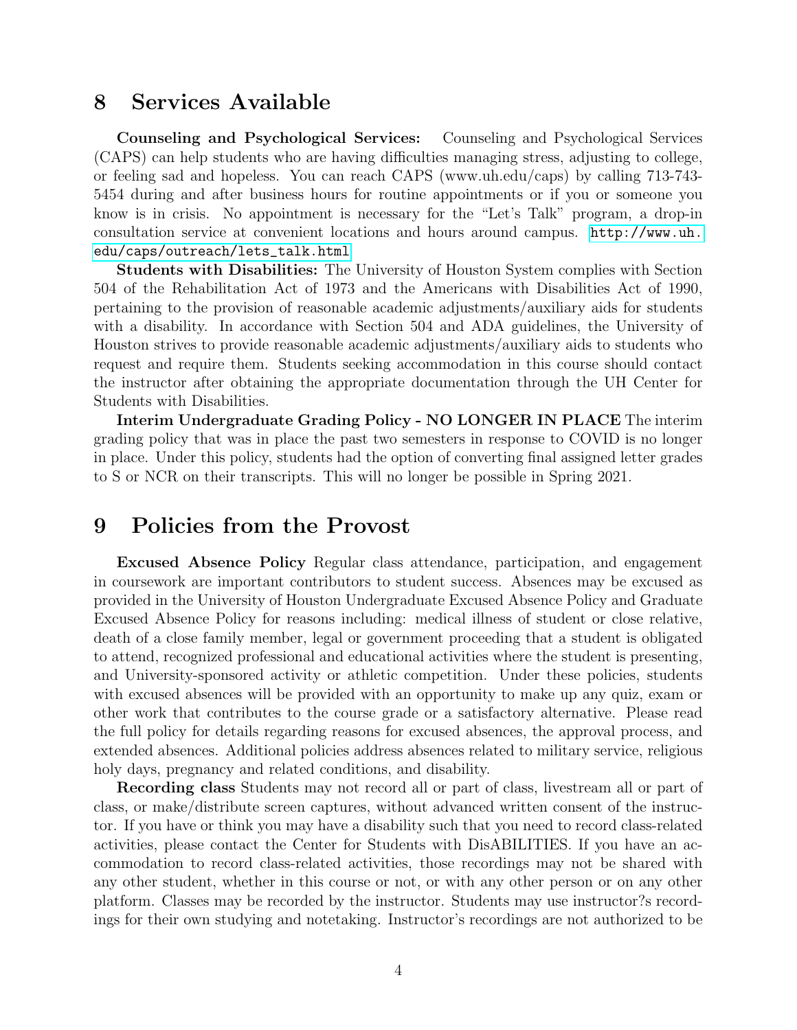## 8 Services Available

**Counseling and Psychological Services:** Counseling and Psychological Services (CAPS) can help students who are having difficulties managing stress, adjusting to college, or feeling sad and hopeless. You can reach CAPS (www.uh.edu/caps) by calling 713-743-5454 during and after business hours for routine appointments or if you or someone you know is in crisis. No appointment is necessary for the "Let's Talk" program, a drop-in consultation service at convenient locations and hours around campus. http://www.uh.edu/caps/outreach/lets_talk.html

**Students with Disabilities:** The University of Houston System complies with Section 504 of the Rehabilitation Act of 1973 and the Americans with Disabilities Act of 1990, pertaining to the provision of reasonable academic adjustments/auxiliary aids for students with a disability. In accordance with Section 504 and ADA guidelines, the University of Houston strives to provide reasonable academic adjustments/auxiliary aids to students who request and require them. Students seeking accommodation in this course should contact the instructor after obtaining the appropriate documentation through the UH Center for Students with Disabilities.

**Interim Undergraduate Grading Policy - NO LONGER IN PLACE** The interim grading policy that was in place the past two semesters in response to COVID is no longer in place. Under this policy, students had the option of converting final assigned letter grades to S or NCR on their transcripts. This will no longer be possible in Spring 2021.

## 9 Policies from the Provost

**Excused Absence Policy** Regular class attendance, participation, and engagement in coursework are important contributors to student success. Absences may be excused as provided in the University of Houston Undergraduate Excused Absence Policy and Graduate Excused Absence Policy for reasons including: medical illness of student or close relative, death of a close family member, legal or government proceeding that a student is obligated to attend, recognized professional and educational activities where the student is presenting, and University-sponsored activity or athletic competition. Under these policies, students with excused absences will be provided with an opportunity to make up any quiz, exam or other work that contributes to the course grade or a satisfactory alternative. Please read the full policy for details regarding reasons for excused absences, the approval process, and extended absences. Additional policies address absences related to military service, religious holy days, pregnancy and related conditions, and disability.

**Recording class** Students may not record all or part of class, livestream all or part of class, or make/distribute screen captures, without advanced written consent of the instructor. If you have or think you may have a disability such that you need to record class-related activities, please contact the Center for Students with DisABILITIES. If you have an accommodation to record class-related activities, those recordings may not be shared with any other student, whether in this course or not, or with any other person or on any other platform. Classes may be recorded by the instructor. Students may use instructor?s recordings for their own studying and notetaking. Instructor's recordings are not authorized to be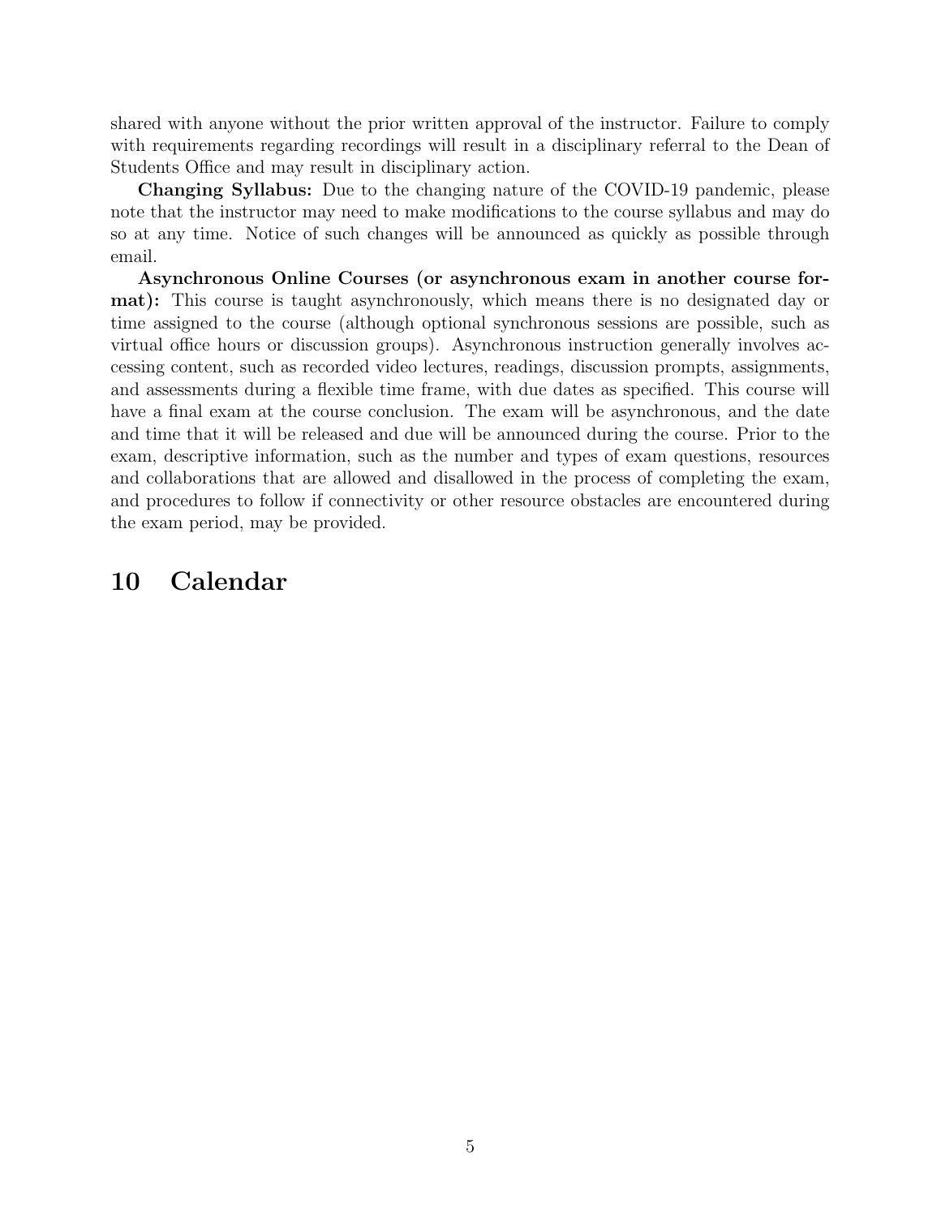shared with anyone without the prior written approval of the instructor. Failure to comply with requirements regarding recordings will result in a disciplinary referral to the Dean of Students Office and may result in disciplinary action.

**Changing Syllabus:** Due to the changing nature of the COVID-19 pandemic, please note that the instructor may need to make modifications to the course syllabus and may do so at any time. Notice of such changes will be announced as quickly as possible through email.

**Asynchronous Online Courses (or asynchronous exam in another course format):** This course is taught asynchronously, which means there is no designated day or time assigned to the course (although optional synchronous sessions are possible, such as virtual office hours or discussion groups). Asynchronous instruction generally involves accessing content, such as recorded video lectures, readings, discussion prompts, assignments, and assessments during a flexible time frame, with due dates as specified. This course will have a final exam at the course conclusion. The exam will be asynchronous, and the date and time that it will be released and due will be announced during the course. Prior to the exam, descriptive information, such as the number and types of exam questions, resources and collaborations that are allowed and disallowed in the process of completing the exam, and procedures to follow if connectivity or other resource obstacles are encountered during the exam period, may be provided.

# 10 Calendar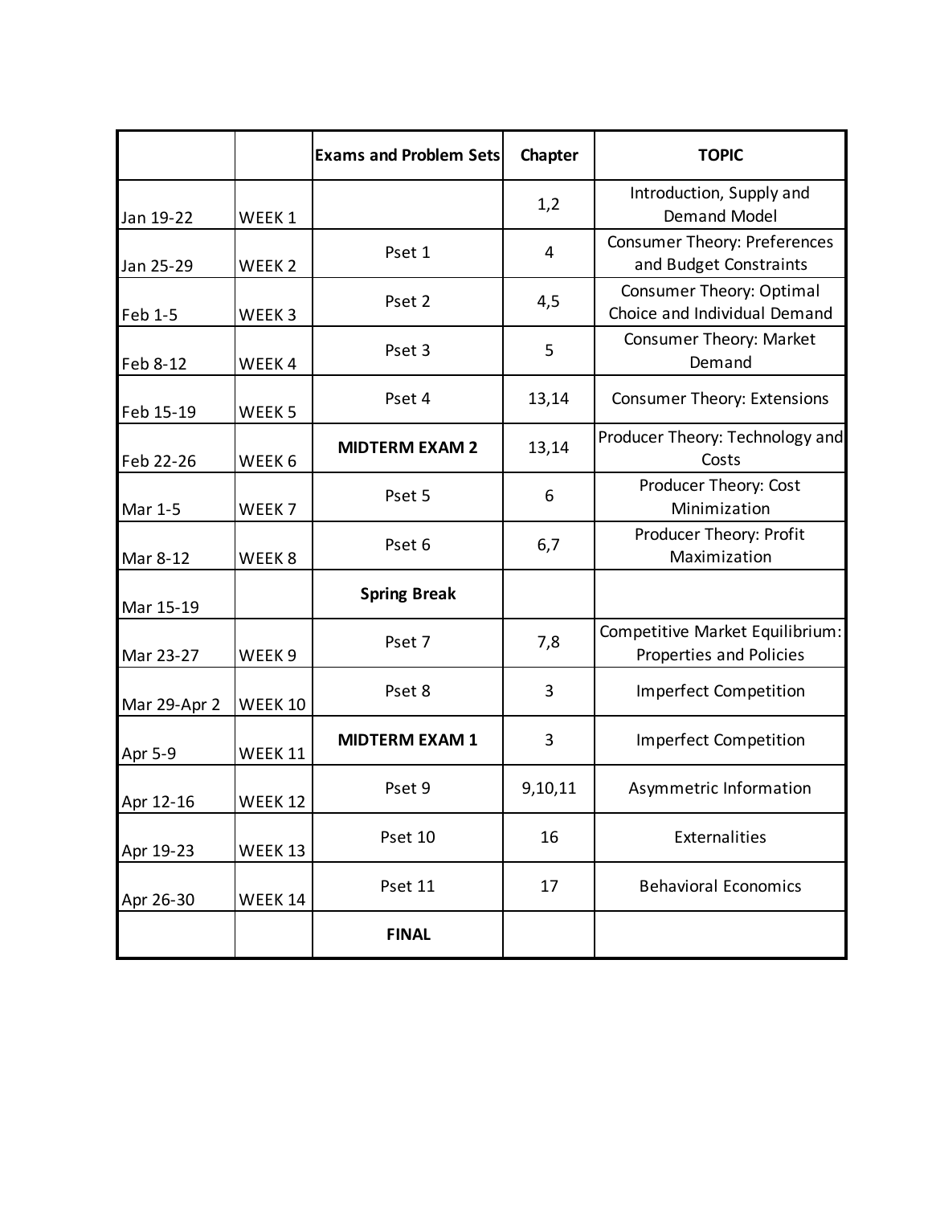| | | Exams and Problem Sets | Chapter | TOPIC |
|---|---|---|---|---|
| Jan 19-22 | WEEK 1 | | 1,2 | Introduction, Supply and Demand Model |
| Jan 25-29 | WEEK 2 | Pset 1 | 4 | Consumer Theory: Preferences and Budget Constraints |
| Feb 1-5 | WEEK 3 | Pset 2 | 4,5 | Consumer Theory: Optimal Choice and Individual Demand |
| Feb 8-12 | WEEK 4 | Pset 3 | 5 | Consumer Theory: Market Demand |
| Feb 15-19 | WEEK 5 | Pset 4 | 13,14 | Consumer Theory: Extensions |
| Feb 22-26 | WEEK 6 | **MIDTERM EXAM 2** | 13,14 | Producer Theory: Technology and Costs |
| Mar 1-5 | WEEK 7 | Pset 5 | 6 | Producer Theory: Cost Minimization |
| Mar 8-12 | WEEK 8 | Pset 6 | 6,7 | Producer Theory: Profit Maximization |
| Mar 15-19 | | **Spring Break** | | |
| Mar 23-27 | WEEK 9 | Pset 7 | 7,8 | Competitive Market Equilibrium: Properties and Policies |
| Mar 29-Apr 2 | WEEK 10 | Pset 8 | 3 | Imperfect Competition |
| Apr 5-9 | WEEK 11 | **MIDTERM EXAM 1** | 3 | Imperfect Competition |
| Apr 12-16 | WEEK 12 | Pset 9 | 9,10,11 | Asymmetric Information |
| Apr 19-23 | WEEK 13 | Pset 10 | 16 | Externalities |
| Apr 26-30 | WEEK 14 | Pset 11 | 17 | Behavioral Economics |
| | | **FINAL** | | |